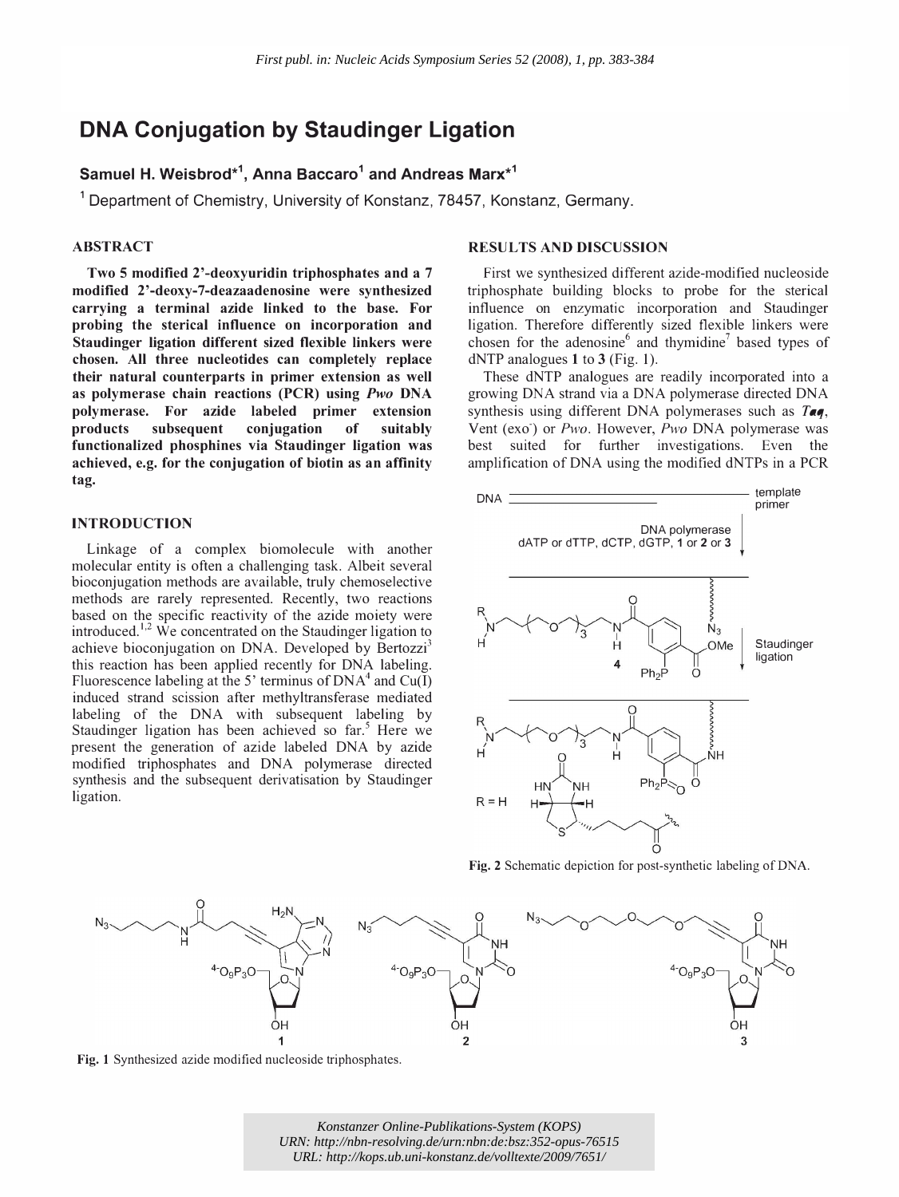# DNA Conjugation by Staudinger Ligation

**Samuel H. Weisbrod*[1], Anna Baccaro[1] and Andreas Marx*[1]**

[1] Department of Chemistry, University of Konstanz, 78457, Konstanz, Germany.

## ABSTRACT

**Two 5 modified 2'-deoxyuridin triphosphates and a 7 modified 2'-deoxy-7-deazaadenosine were synthesized carrying a terminal azide linked to the base. For probing the sterical influence on incorporation and Staudinger ligation different sized flexible linkers were chosen. All three nucleotides can completely replace their natural counterparts in primer extension as well as polymerase chain reactions (PCR) using *Pwo* DNA polymerase. For azide labeled primer extension products subsequent conjugation of suitably functionalized phosphines via Staudinger ligation was achieved, e.g. for the conjugation of biotin as an affinity tag.**

## INTRODUCTION

Linkage of a complex biomolecule with another molecular entity is often a challenging task. Albeit several bioconjugation methods are available, truly chemoselective methods are rarely represented. Recently, two reactions based on the specific reactivity of the azide moiety were introduced.[1,2] We concentrated on the Staudinger ligation to achieve bioconjugation on DNA. Developed by Bertozzi[3] this reaction has been applied recently for DNA labeling. Fluorescence labeling at the 5' terminus of DNA[4] and Cu(I) induced strand scission after methyltransferase mediated labeling of the DNA with subsequent labeling by Staudinger ligation has been achieved so far.[5] Here we present the generation of azide labeled DNA by azide modified triphosphates and DNA polymerase directed synthesis and the subsequent derivatisation by Staudinger ligation.

## RESULTS AND DISCUSSION

First we synthesized different azide-modified nucleoside triphosphate building blocks to probe for the sterical influence on enzymatic incorporation and Staudinger ligation. Therefore differently sized flexible linkers were chosen for the adenosine[6] and thymidine[7] based types of dNTP analogues **1** to **3** (Fig. 1).

These dNTP analogues are readily incorporated into a growing DNA strand via a DNA polymerase directed DNA synthesis using different DNA polymerases such as ***Taq***, Vent (exo$^-$) or *Pwo*. However, *Pwo* DNA polymerase was best suited for further investigations. Even the amplification of DNA using the modified dNTPs in a PCR

**Fig. 2** Schematic depiction for post-synthetic labeling of DNA.

**Fig. 1** Synthesized azide modified nucleoside triphosphates.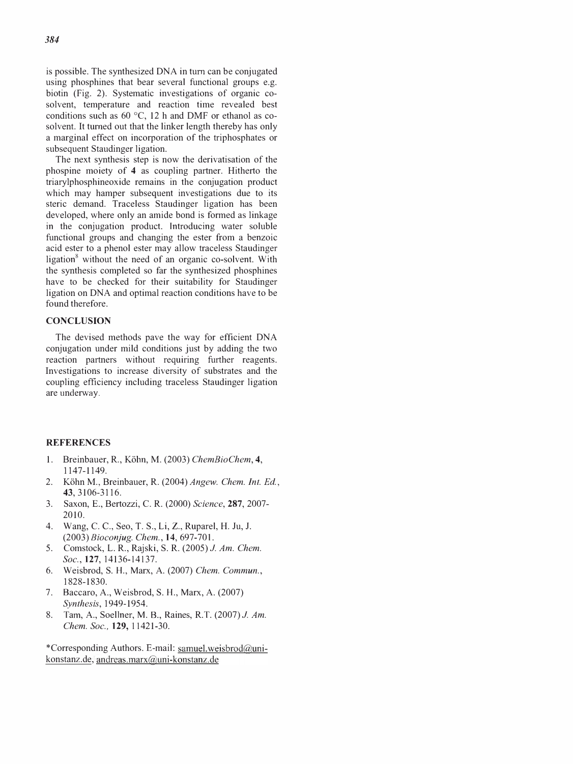is possible. The synthesized DNA in turn can be conjugated using phosphines that bear several functional groups e.g. biotin (Fig. 2). Systematic investigations of organic co-solvent, temperature and reaction time revealed best conditions such as 60 °C, 12 h and DMF or ethanol as co-solvent. It turned out that the linker length thereby has only a marginal effect on incorporation of the triphosphates or subsequent Staudinger ligation.

The next synthesis step is now the derivatisation of the phospine moiety of **4** as coupling partner. Hitherto the triarylphosphineoxide remains in the conjugation product which may hamper subsequent investigations due to its steric demand. Traceless Staudinger ligation has been developed, where only an amide bond is formed as linkage in the conjugation product. Introducing water soluble functional groups and changing the ester from a benzoic acid ester to a phenol ester may allow traceless Staudinger ligation[8] without the need of an organic co-solvent. With the synthesis completed so far the synthesized phosphines have to be checked for their suitability for Staudinger ligation on DNA and optimal reaction conditions have to be found therefore.

## CONCLUSION

The devised methods pave the way for efficient DNA conjugation under mild conditions just by adding the two reaction partners without requiring further reagents. Investigations to increase diversity of substrates and the coupling efficiency including traceless Staudinger ligation are underway.

## REFERENCES

1. Breinbauer, R., Köhn, M. (2003) *ChemBioChem*, **4**, 1147-1149.
2. Köhn M., Breinbauer, R. (2004) *Angew. Chem. Int. Ed.*, **43**, 3106-3116.
3. Saxon, E., Bertozzi, C. R. (2000) *Science*, **287**, 2007-2010.
4. Wang, C. C., Seo, T. S., Li, Z., Ruparel, H. Ju, J. (2003) *Bioconjug. Chem.*, **14**, 697-701.
5. Comstock, L. R., Rajski, S. R. (2005) *J. Am. Chem. Soc.*, **127**, 14136-14137.
6. Weisbrod, S. H., Marx, A. (2007) *Chem. Commun.*, 1828-1830.
7. Baccaro, A., Weisbrod, S. H., Marx, A. (2007) *Synthesis*, 1949-1954.
8. Tam, A., Soellner, M. B., Raines, R.T. (2007) *J. Am. Chem. Soc.,* **129,** 11421-30.

*Corresponding Authors. E-mail: samuel.weisbrod@uni-konstanz.de, andreas.marx@uni-konstanz.de